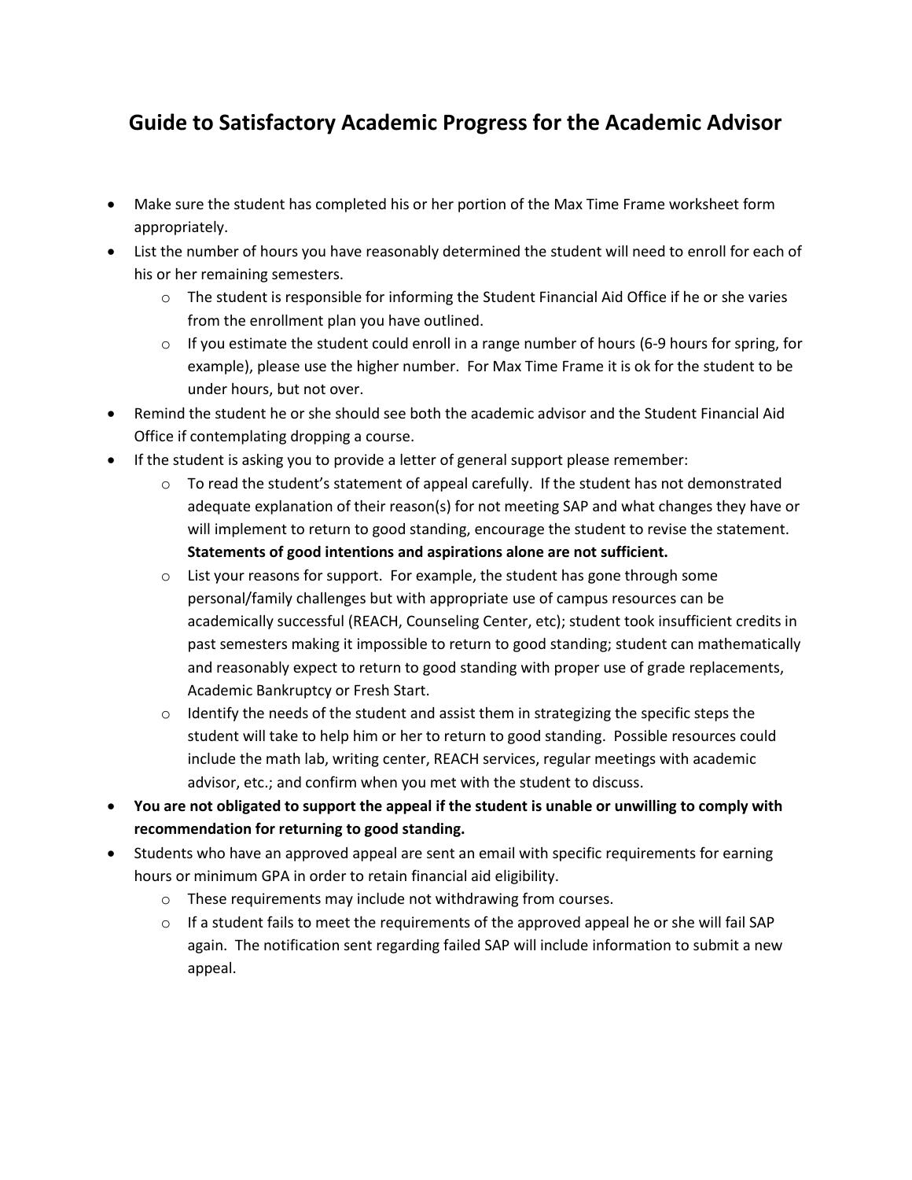# Guide to Satisfactory Academic Progress for the Academic Advisor

- Make sure the student has completed his or her portion of the Max Time Frame worksheet form appropriately.
- List the number of hours you have reasonably determined the student will need to enroll for each of his or her remaining semesters.
  - The student is responsible for informing the Student Financial Aid Office if he or she varies from the enrollment plan you have outlined.
  - If you estimate the student could enroll in a range number of hours (6-9 hours for spring, for example), please use the higher number. For Max Time Frame it is ok for the student to be under hours, but not over.
- Remind the student he or she should see both the academic advisor and the Student Financial Aid Office if contemplating dropping a course.
- If the student is asking you to provide a letter of general support please remember:
  - To read the student's statement of appeal carefully. If the student has not demonstrated adequate explanation of their reason(s) for not meeting SAP and what changes they have or will implement to return to good standing, encourage the student to revise the statement. **Statements of good intentions and aspirations alone are not sufficient.**
  - List your reasons for support. For example, the student has gone through some personal/family challenges but with appropriate use of campus resources can be academically successful (REACH, Counseling Center, etc); student took insufficient credits in past semesters making it impossible to return to good standing; student can mathematically and reasonably expect to return to good standing with proper use of grade replacements, Academic Bankruptcy or Fresh Start.
  - Identify the needs of the student and assist them in strategizing the specific steps the student will take to help him or her to return to good standing. Possible resources could include the math lab, writing center, REACH services, regular meetings with academic advisor, etc.; and confirm when you met with the student to discuss.
- **You are not obligated to support the appeal if the student is unable or unwilling to comply with recommendation for returning to good standing.**
- Students who have an approved appeal are sent an email with specific requirements for earning hours or minimum GPA in order to retain financial aid eligibility.
  - These requirements may include not withdrawing from courses.
  - If a student fails to meet the requirements of the approved appeal he or she will fail SAP again. The notification sent regarding failed SAP will include information to submit a new appeal.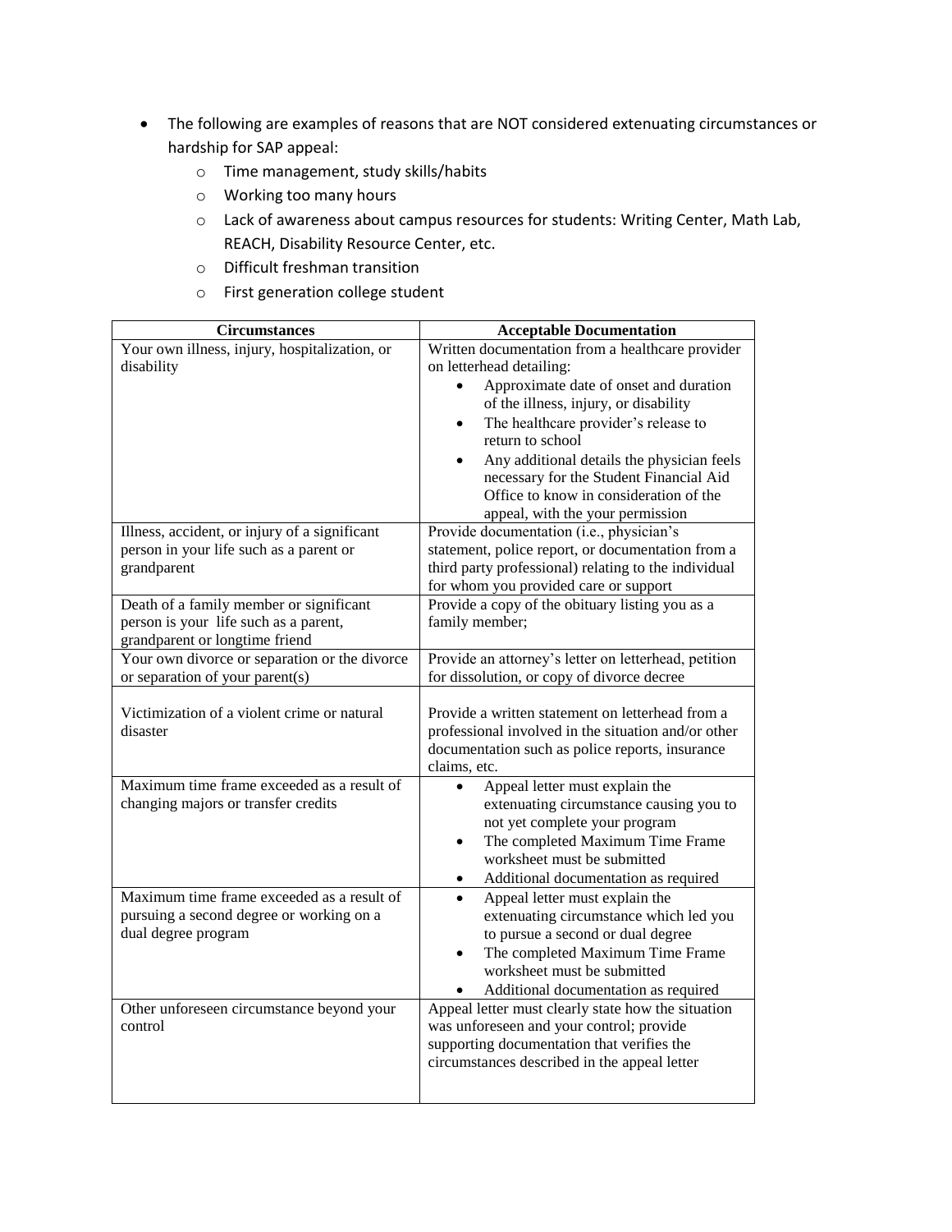- The following are examples of reasons that are NOT considered extenuating circumstances or hardship for SAP appeal:
  - Time management, study skills/habits
  - Working too many hours
  - Lack of awareness about campus resources for students: Writing Center, Math Lab, REACH, Disability Resource Center, etc.
  - Difficult freshman transition
  - First generation college student

| Circumstances | Acceptable Documentation |
|---|---|
| Your own illness, injury, hospitalization, or disability | Written documentation from a healthcare provider on letterhead detailing:<br>• Approximate date of onset and duration of the illness, injury, or disability<br>• The healthcare provider's release to return to school<br>• Any additional details the physician feels necessary for the Student Financial Aid Office to know in consideration of the appeal, with the your permission |
| Illness, accident, or injury of a significant person in your life such as a parent or grandparent | Provide documentation (i.e., physician's statement, police report, or documentation from a third party professional) relating to the individual for whom you provided care or support |
| Death of a family member or significant person is your life such as a parent, grandparent or longtime friend | Provide a copy of the obituary listing you as a family member; |
| Your own divorce or separation or the divorce or separation of your parent(s) | Provide an attorney's letter on letterhead, petition for dissolution, or copy of divorce decree |
| Victimization of a violent crime or natural disaster | Provide a written statement on letterhead from a professional involved in the situation and/or other documentation such as police reports, insurance claims, etc. |
| Maximum time frame exceeded as a result of changing majors or transfer credits | • Appeal letter must explain the extenuating circumstance causing you to not yet complete your program<br>• The completed Maximum Time Frame worksheet must be submitted<br>• Additional documentation as required |
| Maximum time frame exceeded as a result of pursuing a second degree or working on a dual degree program | • Appeal letter must explain the extenuating circumstance which led you to pursue a second or dual degree<br>• The completed Maximum Time Frame worksheet must be submitted<br>• Additional documentation as required |
| Other unforeseen circumstance beyond your control | Appeal letter must clearly state how the situation was unforeseen and your control; provide supporting documentation that verifies the circumstances described in the appeal letter |